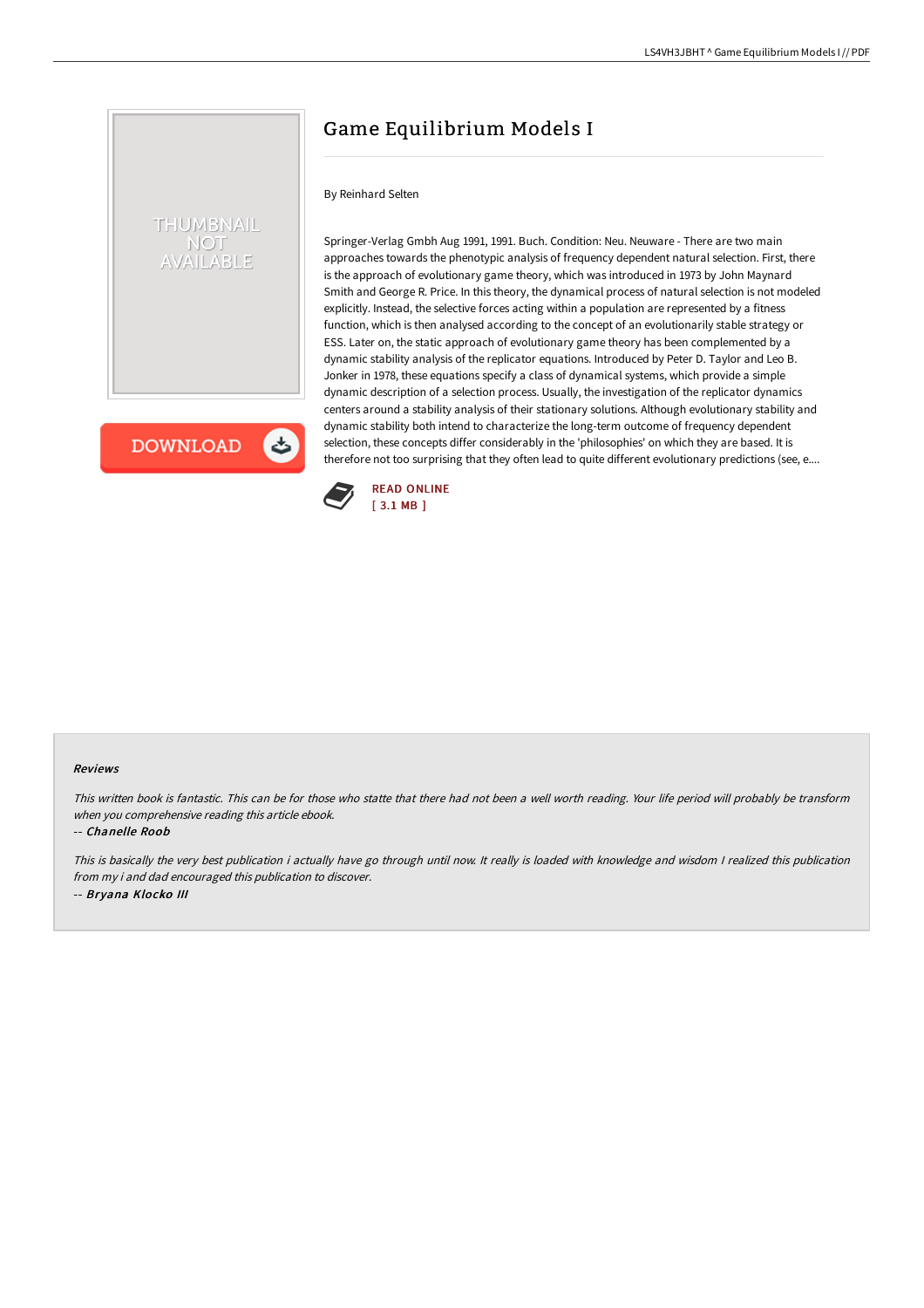# Game Equilibrium Models I

By Reinhard Selten

Springer-Verlag Gmbh Aug 1991, 1991. Buch. Condition: Neu. Neuware - There are two main approaches towards the phenotypic analysis of frequency dependent natural selection. First, there is the approach of evolutionary game theory, which was introduced in 1973 by John Maynard Smith and George R. Price. In this theory, the dynamical process of natural selection is not modeled explicitly. Instead, the selective forces acting within a population are represented by a fitness function, which is then analysed according to the concept of an evolutionarily stable strategy or ESS. Later on, the static approach of evolutionary game theory has been complemented by a dynamic stability analysis of the replicator equations. Introduced by Peter D. Taylor and Leo B. Jonker in 1978, these equations specify a class of dynamical systems, which provide a simple dynamic description of a selection process. Usually, the investigation of the replicator dynamics centers around a stability analysis of their stationary solutions. Although evolutionary stability and dynamic stability both intend to characterize the long-term outcome of frequency dependent selection, these concepts differ considerably in the 'philosophies' on which they are based. It is therefore not too surprising that they often lead to quite different evolutionary predictions (see, e....

READ ONLINE
[ 3.1 MB ]

### Reviews

*This written book is fantastic. This can be for those who statte that there had not been a well worth reading. Your life period will probably be transform when you comprehensive reading this article ebook.*

-- *Chanelle Roob*

*This is basically the very best publication i actually have go through until now. It really is loaded with knowledge and wisdom I realized this publication from my i and dad encouraged this publication to discover.*

-- *Bryana Klocko III*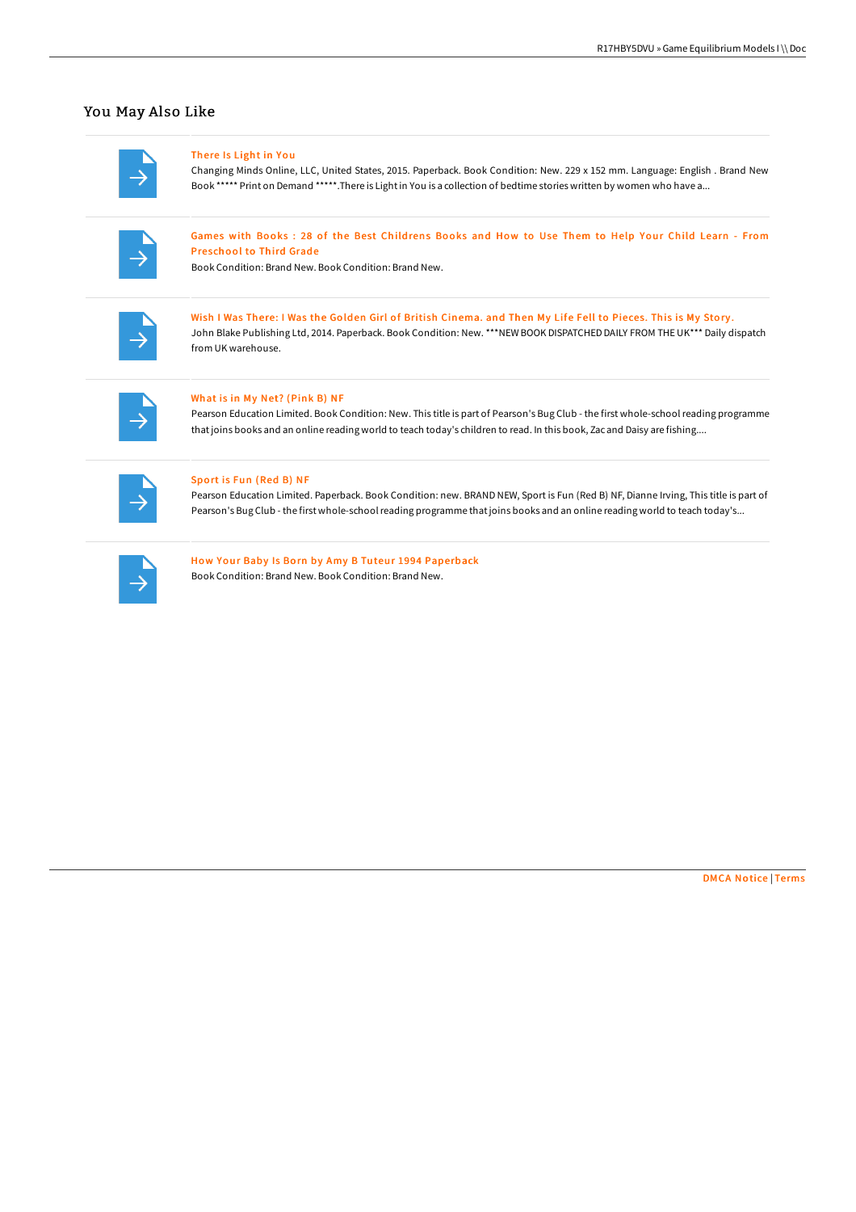## You May Also Like

### There Is Light in You

Changing Minds Online, LLC, United States, 2015. Paperback. Book Condition: New. 229 x 152 mm. Language: English . Brand New Book ***** Print on Demand *****.There is Light in You is a collection of bedtime stories written by women who have a...

### Games with Books : 28 of the Best Childrens Books and How to Use Them to Help Your Child Learn - From Preschool to Third Grade

Book Condition: Brand New. Book Condition: Brand New.

### Wish I Was There: I Was the Golden Girl of British Cinema. and Then My Life Fell to Pieces. This is My Story.

John Blake Publishing Ltd, 2014. Paperback. Book Condition: New. ***NEW BOOK DISPATCHED DAILY FROM THE UK*** Daily dispatch from UK warehouse.

### What is in My Net? (Pink B) NF

Pearson Education Limited. Book Condition: New. This title is part of Pearson's Bug Club - the first whole-school reading programme that joins books and an online reading world to teach today's children to read. In this book, Zac and Daisy are fishing....

### Sport is Fun (Red B) NF

Pearson Education Limited. Paperback. Book Condition: new. BRAND NEW, Sport is Fun (Red B) NF, Dianne Irving, This title is part of Pearson's Bug Club - the first whole-school reading programme that joins books and an online reading world to teach today's...

### How Your Baby Is Born by Amy B Tuteur 1994 Paperback

Book Condition: Brand New. Book Condition: Brand New.

DMCA Notice | Terms